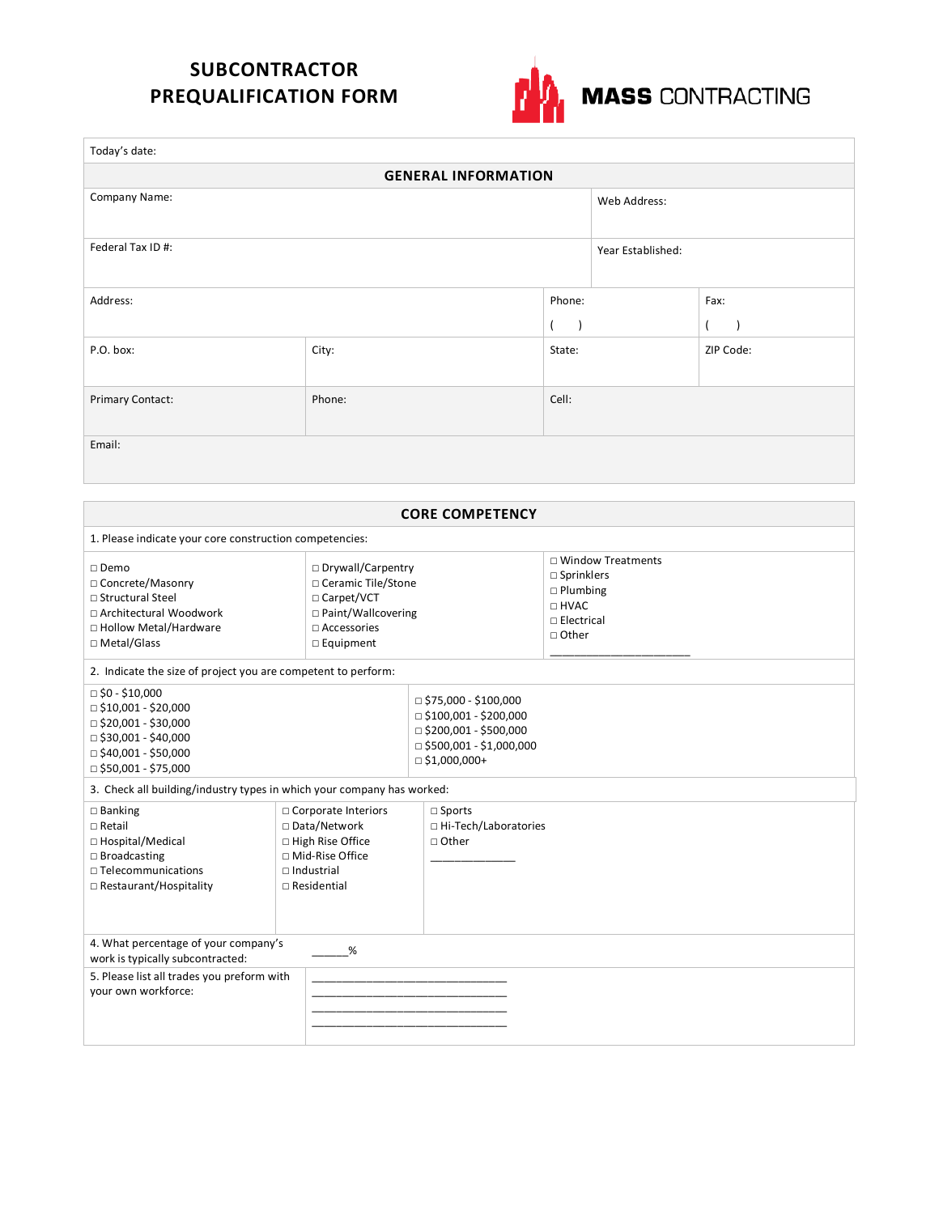# SUBCONTRACTOR PREQUALIFICATION FORM

**MASS CONTRACTING**

Today's date:

## GENERAL INFORMATION

| | | | |
|---|---|---|---|
| Company Name: | | | Web Address: |
| Federal Tax ID #: | | | Year Established: |
| Address: | | Phone: ( ) | Fax: ( ) |
| P.O. box: | City: | State: | ZIP Code: |
| Primary Contact: | Phone: | Cell: | |
| Email: | | | |

## CORE COMPETENCY

1. Please indicate your core construction competencies:

| | | |
|---|---|---|
| □ Demo<br>□ Concrete/Masonry<br>□ Structural Steel<br>□ Architectural Woodwork<br>□ Hollow Metal/Hardware<br>□ Metal/Glass | □ Drywall/Carpentry<br>□ Ceramic Tile/Stone<br>□ Carpet/VCT<br>□ Paint/Wallcovering<br>□ Accessories<br>□ Equipment | □ Window Treatments<br>□ Sprinklers<br>□ Plumbing<br>□ HVAC<br>□ Electrical<br>□ Other<br>______________________ |

2. Indicate the size of project you are competent to perform:

| | |
|---|---|
| □ $0 - $10,000<br>□ $10,001 - $20,000<br>□ $20,001 - $30,000<br>□ $30,001 - $40,000<br>□ $40,001 - $50,000<br>□ $50,001 - $75,000 | □ $75,000 - $100,000<br>□ $100,001 - $200,000<br>□ $200,001 - $500,000<br>□ $500,001 - $1,000,000<br>□ $1,000,000+ |

3. Check all building/industry types in which your company has worked:

| | | |
|---|---|---|
| □ Banking<br>□ Retail<br>□ Hospital/Medical<br>□ Broadcasting<br>□ Telecommunications<br>□ Restaurant/Hospitality | □ Corporate Interiors<br>□ Data/Network<br>□ High Rise Office<br>□ Mid-Rise Office<br>□ Industrial<br>□ Residential | □ Sports<br>□ Hi-Tech/Laboratories<br>□ Other<br>_____________ |

| | |
|---|---|
| 4. What percentage of your company's work is typically subcontracted: | ______% |
| 5. Please list all trades you preform with your own workforce: | ______________________________<br>______________________________<br>______________________________<br>______________________________ |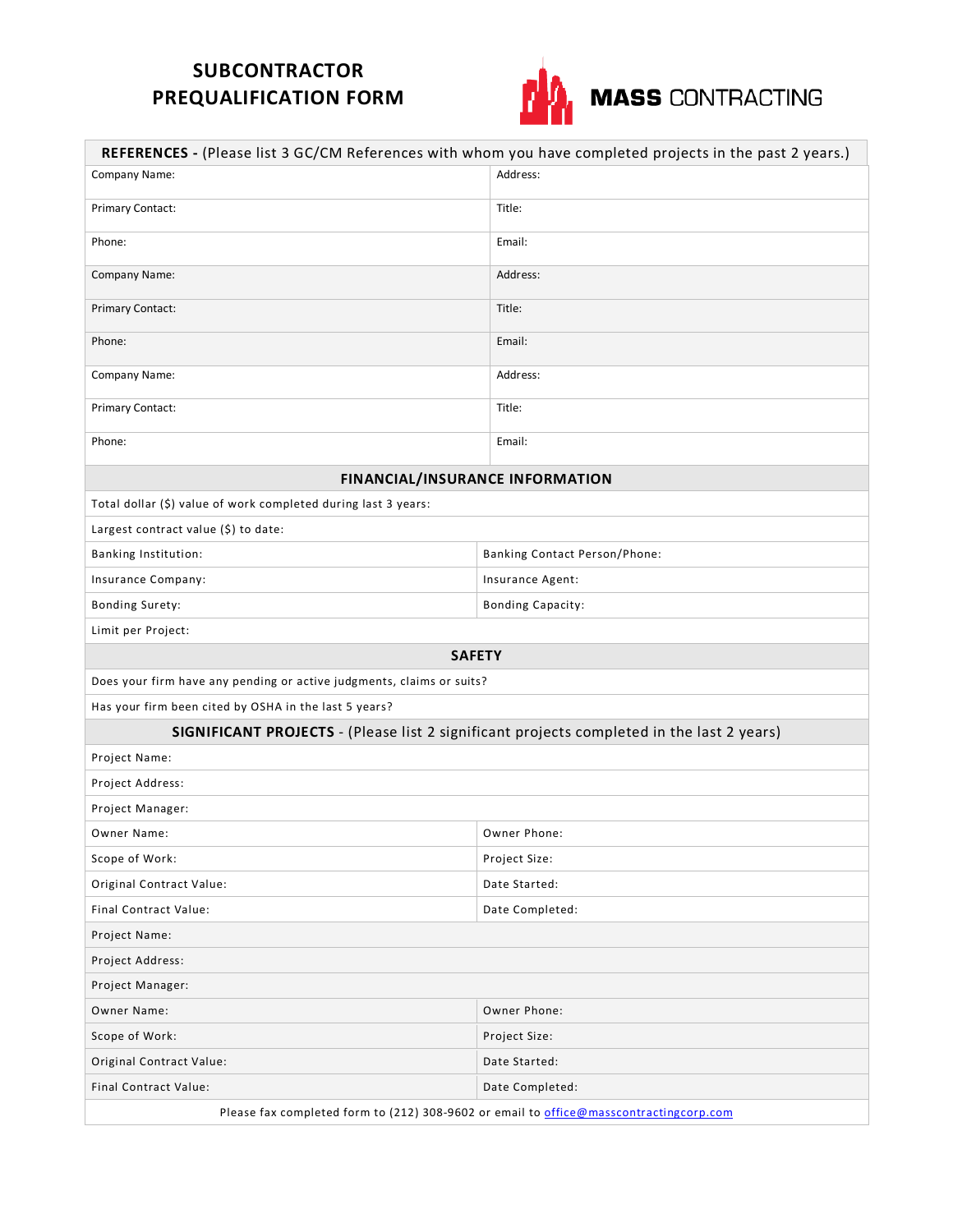# SUBCONTRACTOR PREQUALIFICATION FORM

**MASS** CONTRACTING

| **REFERENCES** - (Please list 3 GC/CM References with whom you have completed projects in the past 2 years.) | |
|---|---|
| Company Name: | Address: |
| Primary Contact: | Title: |
| Phone: | Email: |
| Company Name: | Address: |
| Primary Contact: | Title: |
| Phone: | Email: |
| Company Name: | Address: |
| Primary Contact: | Title: |
| Phone: | Email: |

| **FINANCIAL/INSURANCE INFORMATION** | |
|---|---|
| Total dollar ($) value of work completed during last 3 years: | |
| Largest contract value ($) to date: | |
| Banking Institution: | Banking Contact Person/Phone: |
| Insurance Company: | Insurance Agent: |
| Bonding Surety: | Bonding Capacity: |
| Limit per Project: | |

| **SAFETY** |
|---|
| Does your firm have any pending or active judgments, claims or suits? |
| Has your firm been cited by OSHA in the last 5 years? |

| **SIGNIFICANT PROJECTS** - (Please list 2 significant projects completed in the last 2 years) | |
|---|---|
| Project Name: | |
| Project Address: | |
| Project Manager: | |
| Owner Name: | Owner Phone: |
| Scope of Work: | Project Size: |
| Original Contract Value: | Date Started: |
| Final Contract Value: | Date Completed: |
| Project Name: | |
| Project Address: | |
| Project Manager: | |
| Owner Name: | Owner Phone: |
| Scope of Work: | Project Size: |
| Original Contract Value: | Date Started: |
| Final Contract Value: | Date Completed: |

Please fax completed form to (212) 308-9602 or email to office@masscontractingcorp.com